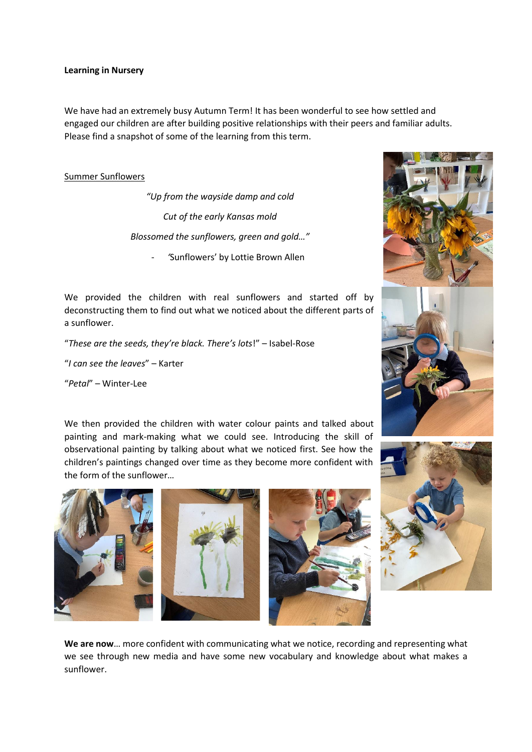**Learning in Nursery**

We have had an extremely busy Autumn Term! It has been wonderful to see how settled and engaged our children are after building positive relationships with their peers and familiar adults. Please find a snapshot of some of the learning from this term.

<u>Summer Sunflowers</u>

*"Up from the wayside damp and cold*

*Cut of the early Kansas mold*

*Blossomed the sunflowers, green and gold…"*

- 'Sunflowers' by Lottie Brown Allen

We provided the children with real sunflowers and started off by deconstructing them to find out what we noticed about the different parts of a sunflower.

"*These are the seeds, they're black. There's lots*!" – Isabel-Rose

"*I can see the leaves*" – Karter

"*Petal*" – Winter-Lee

We then provided the children with water colour paints and talked about painting and mark-making what we could see. Introducing the skill of observational painting by talking about what we noticed first. See how the children's paintings changed over time as they become more confident with the form of the sunflower…

**We are now**… more confident with communicating what we notice, recording and representing what we see through new media and have some new vocabulary and knowledge about what makes a sunflower.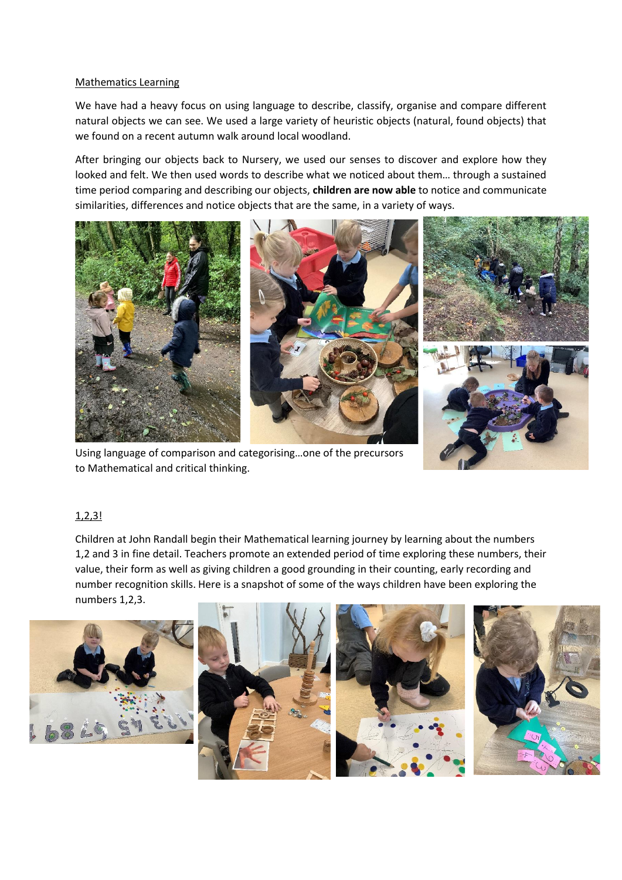Mathematics Learning

We have had a heavy focus on using language to describe, classify, organise and compare different natural objects we can see. We used a large variety of heuristic objects (natural, found objects) that we found on a recent autumn walk around local woodland.

After bringing our objects back to Nursery, we used our senses to discover and explore how they looked and felt. We then used words to describe what we noticed about them… through a sustained time period comparing and describing our objects, **children are now able** to notice and communicate similarities, differences and notice objects that are the same, in a variety of ways.

Using language of comparison and categorising…one of the precursors to Mathematical and critical thinking.

1,2,3!

Children at John Randall begin their Mathematical learning journey by learning about the numbers 1,2 and 3 in fine detail. Teachers promote an extended period of time exploring these numbers, their value, their form as well as giving children a good grounding in their counting, early recording and number recognition skills. Here is a snapshot of some of the ways children have been exploring the numbers 1,2,3.